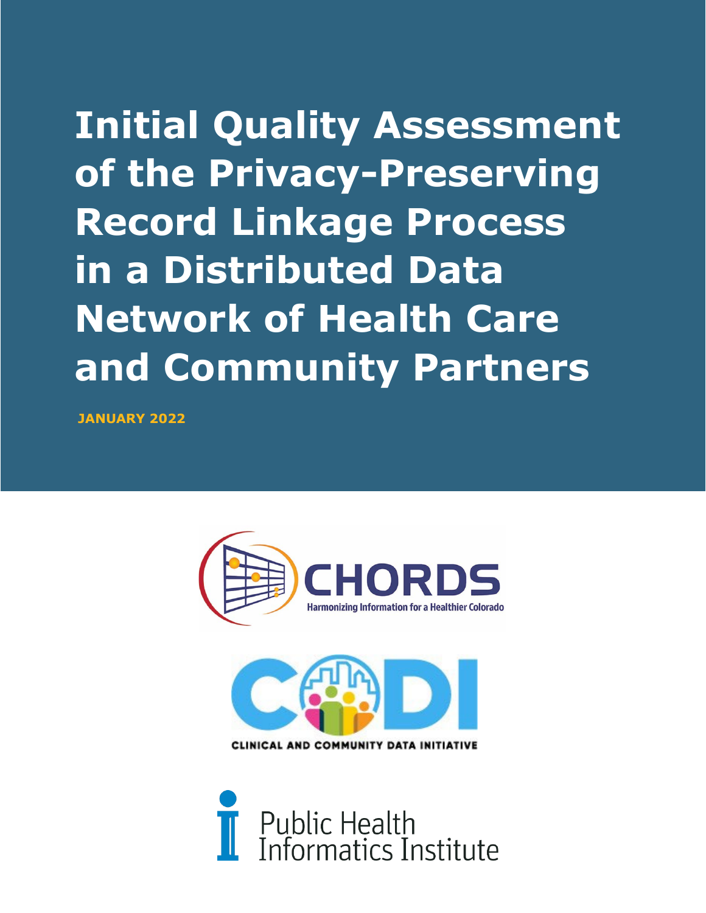# Initial Quality Assessment of the Privacy-Preserving Record Linkage Process in a Distributed Data Network of Health Care and Community Partners

**JANUARY 2022**

CHORDS

Harmonizing Information for a Healthier Colorado

CODI

CLINICAL AND COMMUNITY DATA INITIATIVE

Public Health Informatics Institute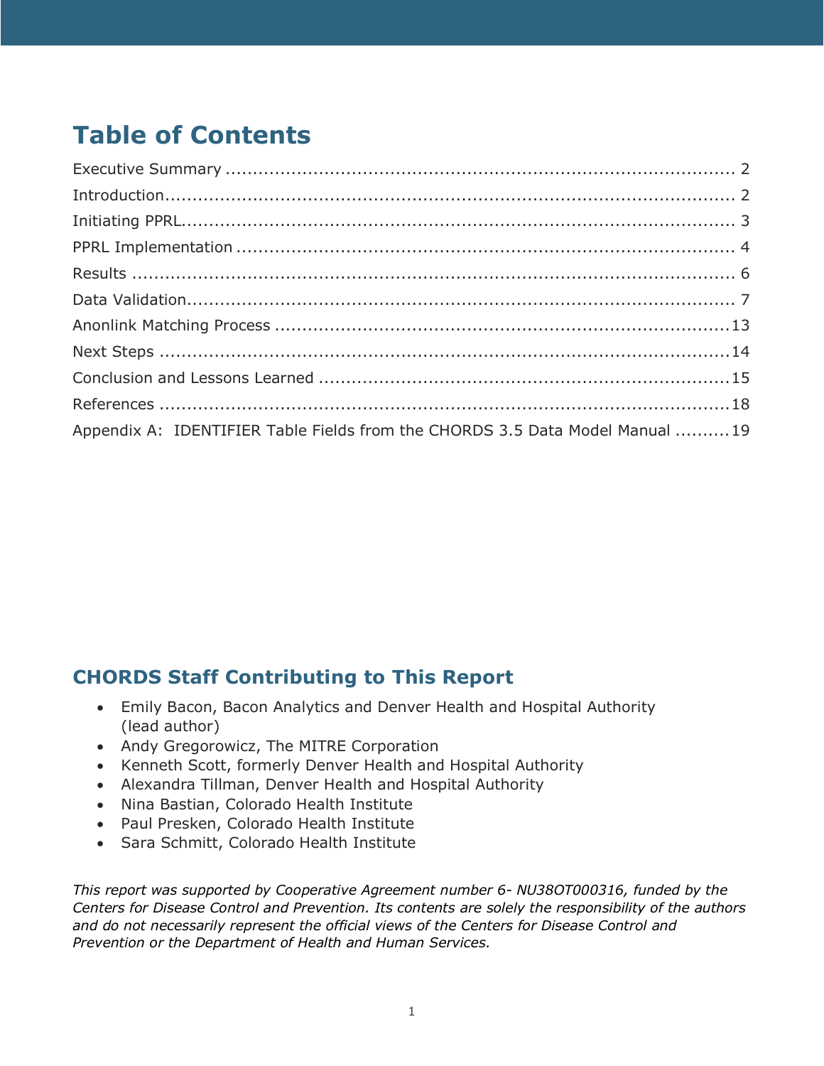# Table of Contents

Executive Summary ..................................................................................... 2
Introduction............................................................................................... 2
Initiating PPRL........................................................................................... 3
PPRL Implementation .................................................................................. 4
Results ...................................................................................................... 6
Data Validation........................................................................................... 7
Anonlink Matching Process ..........................................................................13
Next Steps ................................................................................................14
Conclusion and Lessons Learned ..................................................................15
References ................................................................................................18
Appendix A: IDENTIFIER Table Fields from the CHORDS 3.5 Data Model Manual ..........19

## CHORDS Staff Contributing to This Report

- Emily Bacon, Bacon Analytics and Denver Health and Hospital Authority (lead author)
- Andy Gregorowicz, The MITRE Corporation
- Kenneth Scott, formerly Denver Health and Hospital Authority
- Alexandra Tillman, Denver Health and Hospital Authority
- Nina Bastian, Colorado Health Institute
- Paul Presken, Colorado Health Institute
- Sara Schmitt, Colorado Health Institute

*This report was supported by Cooperative Agreement number 6- NU38OT000316, funded by the Centers for Disease Control and Prevention. Its contents are solely the responsibility of the authors and do not necessarily represent the official views of the Centers for Disease Control and Prevention or the Department of Health and Human Services.*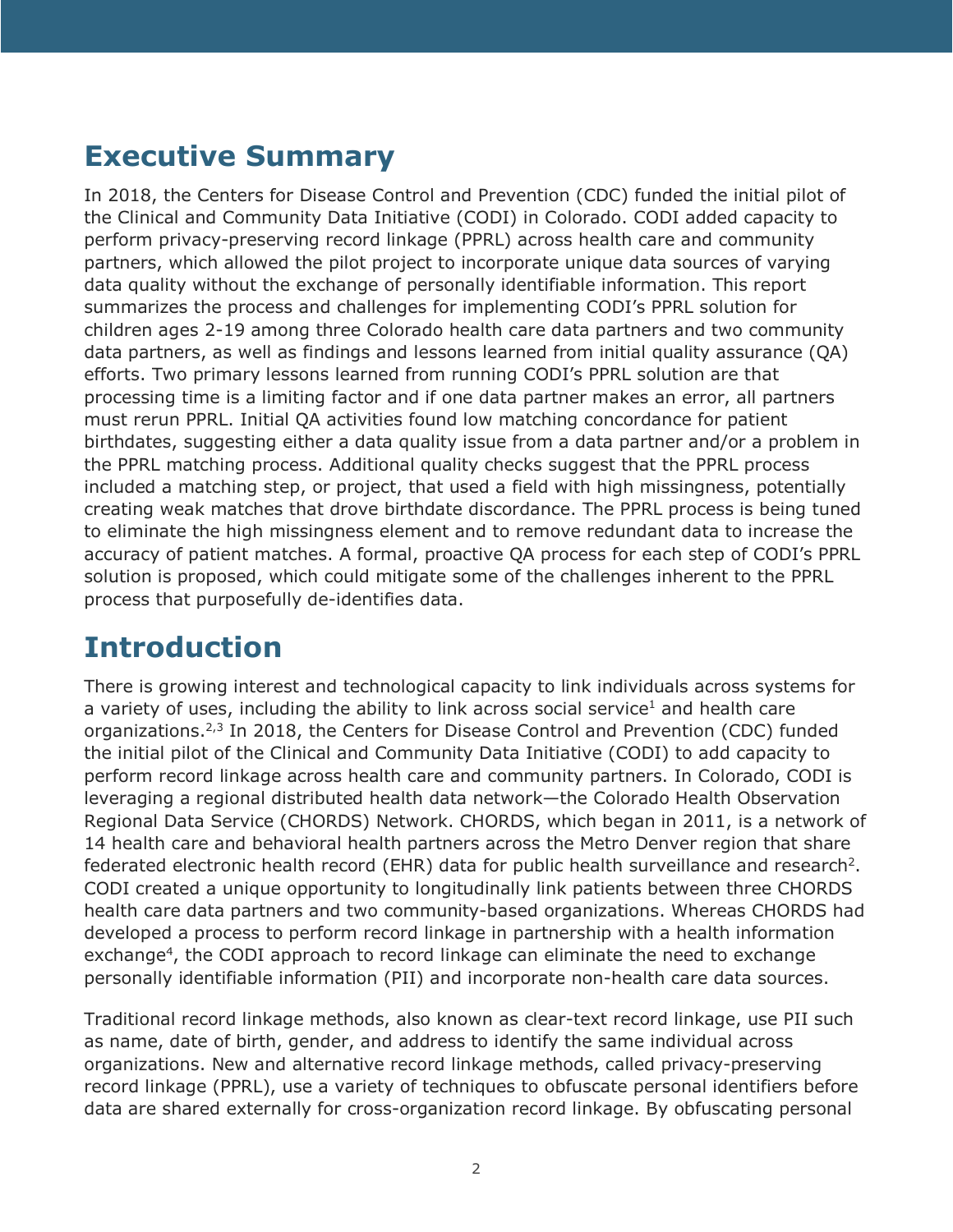# Executive Summary

In 2018, the Centers for Disease Control and Prevention (CDC) funded the initial pilot of the Clinical and Community Data Initiative (CODI) in Colorado. CODI added capacity to perform privacy-preserving record linkage (PPRL) across health care and community partners, which allowed the pilot project to incorporate unique data sources of varying data quality without the exchange of personally identifiable information. This report summarizes the process and challenges for implementing CODI's PPRL solution for children ages 2-19 among three Colorado health care data partners and two community data partners, as well as findings and lessons learned from initial quality assurance (QA) efforts. Two primary lessons learned from running CODI's PPRL solution are that processing time is a limiting factor and if one data partner makes an error, all partners must rerun PPRL. Initial QA activities found low matching concordance for patient birthdates, suggesting either a data quality issue from a data partner and/or a problem in the PPRL matching process. Additional quality checks suggest that the PPRL process included a matching step, or project, that used a field with high missingness, potentially creating weak matches that drove birthdate discordance. The PPRL process is being tuned to eliminate the high missingness element and to remove redundant data to increase the accuracy of patient matches. A formal, proactive QA process for each step of CODI's PPRL solution is proposed, which could mitigate some of the challenges inherent to the PPRL process that purposefully de-identifies data.

# Introduction

There is growing interest and technological capacity to link individuals across systems for a variety of uses, including the ability to link across social service[1] and health care organizations.[2,3] In 2018, the Centers for Disease Control and Prevention (CDC) funded the initial pilot of the Clinical and Community Data Initiative (CODI) to add capacity to perform record linkage across health care and community partners. In Colorado, CODI is leveraging a regional distributed health data network—the Colorado Health Observation Regional Data Service (CHORDS) Network. CHORDS, which began in 2011, is a network of 14 health care and behavioral health partners across the Metro Denver region that share federated electronic health record (EHR) data for public health surveillance and research[2]. CODI created a unique opportunity to longitudinally link patients between three CHORDS health care data partners and two community-based organizations. Whereas CHORDS had developed a process to perform record linkage in partnership with a health information exchange[4], the CODI approach to record linkage can eliminate the need to exchange personally identifiable information (PII) and incorporate non-health care data sources.

Traditional record linkage methods, also known as clear-text record linkage, use PII such as name, date of birth, gender, and address to identify the same individual across organizations. New and alternative record linkage methods, called privacy-preserving record linkage (PPRL), use a variety of techniques to obfuscate personal identifiers before data are shared externally for cross-organization record linkage. By obfuscating personal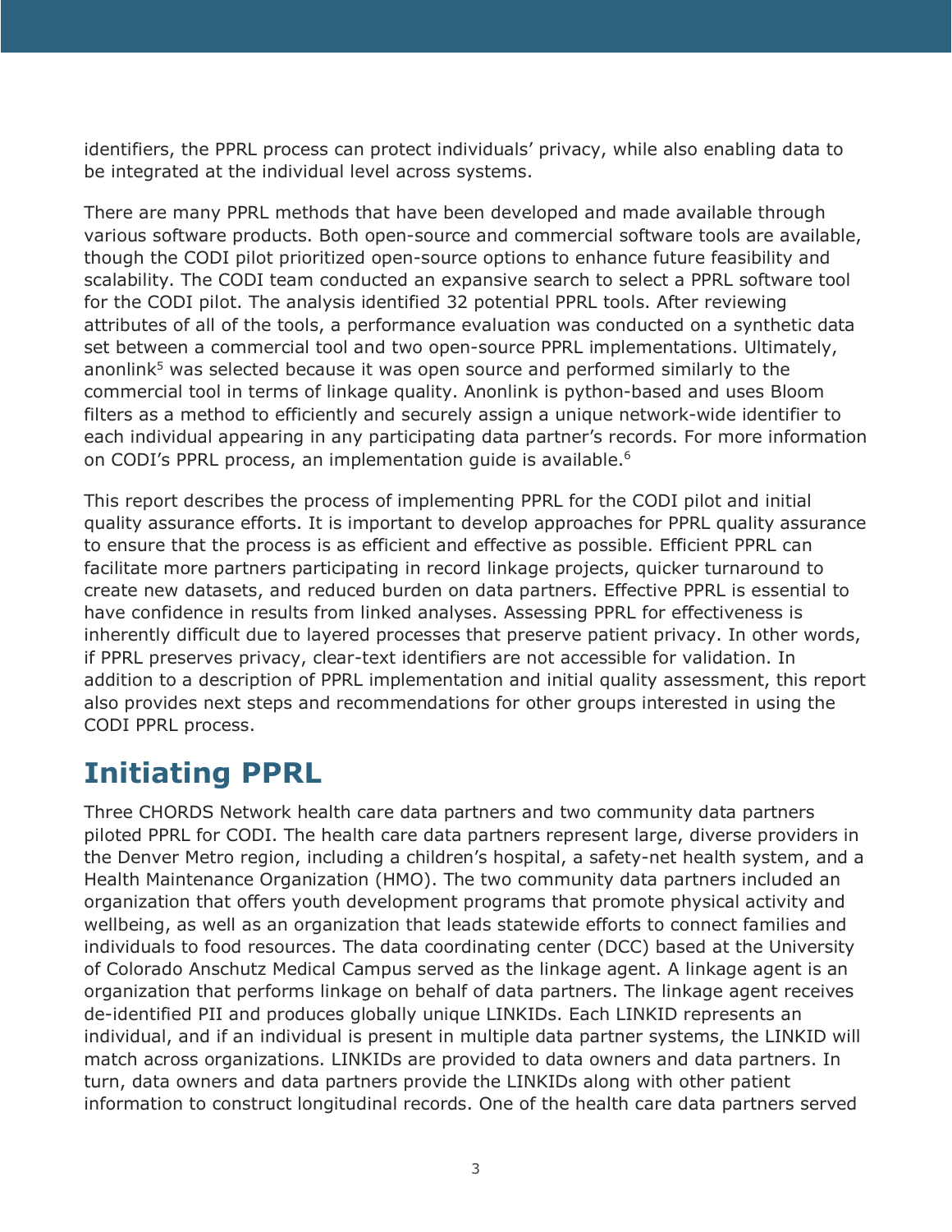identifiers, the PPRL process can protect individuals' privacy, while also enabling data to be integrated at the individual level across systems.

There are many PPRL methods that have been developed and made available through various software products. Both open-source and commercial software tools are available, though the CODI pilot prioritized open-source options to enhance future feasibility and scalability. The CODI team conducted an expansive search to select a PPRL software tool for the CODI pilot. The analysis identified 32 potential PPRL tools. After reviewing attributes of all of the tools, a performance evaluation was conducted on a synthetic data set between a commercial tool and two open-source PPRL implementations. Ultimately, anonlink[5] was selected because it was open source and performed similarly to the commercial tool in terms of linkage quality. Anonlink is python-based and uses Bloom filters as a method to efficiently and securely assign a unique network-wide identifier to each individual appearing in any participating data partner's records. For more information on CODI's PPRL process, an implementation guide is available.[6]

This report describes the process of implementing PPRL for the CODI pilot and initial quality assurance efforts. It is important to develop approaches for PPRL quality assurance to ensure that the process is as efficient and effective as possible. Efficient PPRL can facilitate more partners participating in record linkage projects, quicker turnaround to create new datasets, and reduced burden on data partners. Effective PPRL is essential to have confidence in results from linked analyses. Assessing PPRL for effectiveness is inherently difficult due to layered processes that preserve patient privacy. In other words, if PPRL preserves privacy, clear-text identifiers are not accessible for validation. In addition to a description of PPRL implementation and initial quality assessment, this report also provides next steps and recommendations for other groups interested in using the CODI PPRL process.

## Initiating PPRL

Three CHORDS Network health care data partners and two community data partners piloted PPRL for CODI. The health care data partners represent large, diverse providers in the Denver Metro region, including a children's hospital, a safety-net health system, and a Health Maintenance Organization (HMO). The two community data partners included an organization that offers youth development programs that promote physical activity and wellbeing, as well as an organization that leads statewide efforts to connect families and individuals to food resources. The data coordinating center (DCC) based at the University of Colorado Anschutz Medical Campus served as the linkage agent. A linkage agent is an organization that performs linkage on behalf of data partners. The linkage agent receives de-identified PII and produces globally unique LINKIDs. Each LINKID represents an individual, and if an individual is present in multiple data partner systems, the LINKID will match across organizations. LINKIDs are provided to data owners and data partners. In turn, data owners and data partners provide the LINKIDs along with other patient information to construct longitudinal records. One of the health care data partners served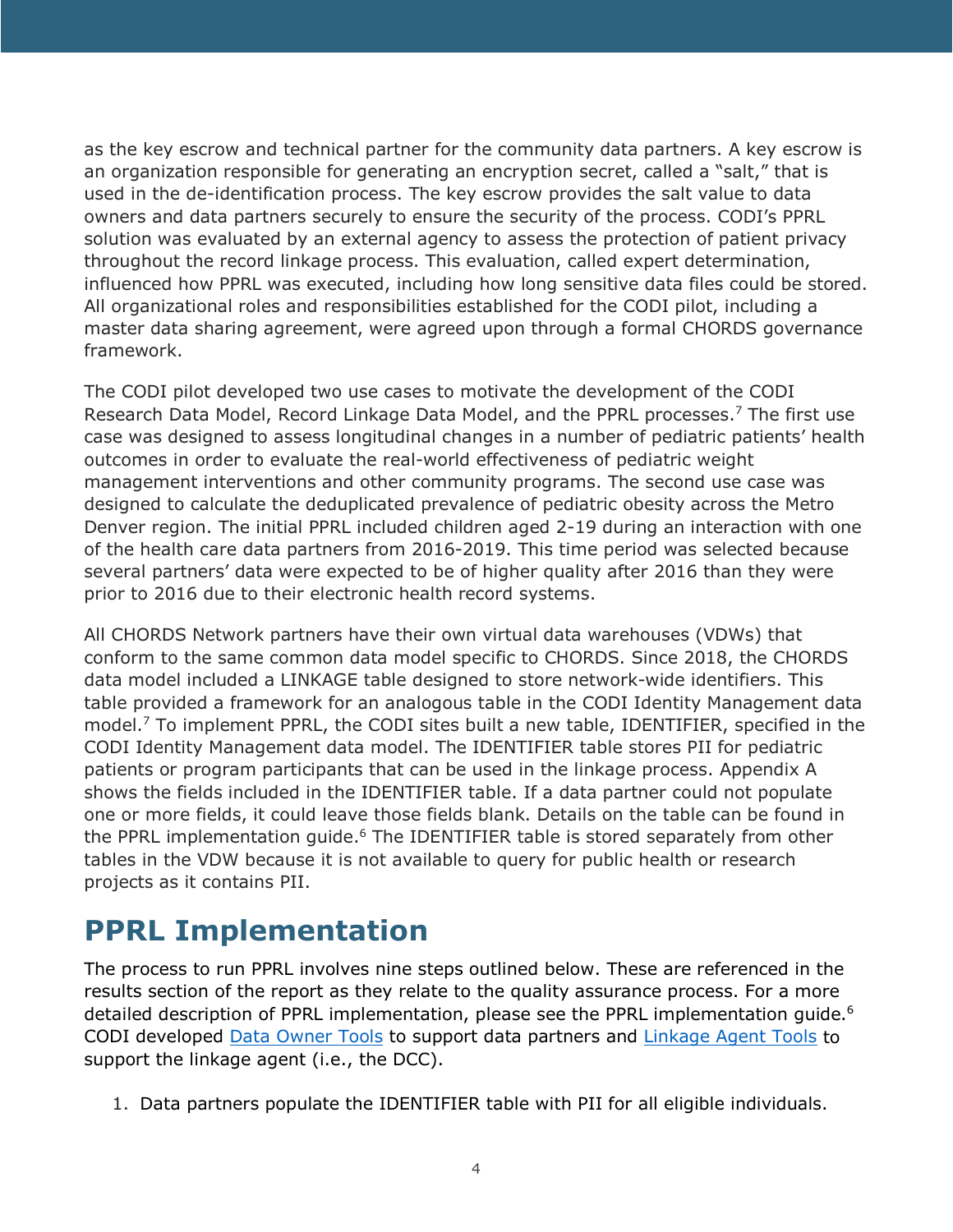as the key escrow and technical partner for the community data partners. A key escrow is an organization responsible for generating an encryption secret, called a "salt," that is used in the de-identification process. The key escrow provides the salt value to data owners and data partners securely to ensure the security of the process. CODI's PPRL solution was evaluated by an external agency to assess the protection of patient privacy throughout the record linkage process. This evaluation, called expert determination, influenced how PPRL was executed, including how long sensitive data files could be stored. All organizational roles and responsibilities established for the CODI pilot, including a master data sharing agreement, were agreed upon through a formal CHORDS governance framework.

The CODI pilot developed two use cases to motivate the development of the CODI Research Data Model, Record Linkage Data Model, and the PPRL processes.[7] The first use case was designed to assess longitudinal changes in a number of pediatric patients' health outcomes in order to evaluate the real-world effectiveness of pediatric weight management interventions and other community programs. The second use case was designed to calculate the deduplicated prevalence of pediatric obesity across the Metro Denver region. The initial PPRL included children aged 2-19 during an interaction with one of the health care data partners from 2016-2019. This time period was selected because several partners' data were expected to be of higher quality after 2016 than they were prior to 2016 due to their electronic health record systems.

All CHORDS Network partners have their own virtual data warehouses (VDWs) that conform to the same common data model specific to CHORDS. Since 2018, the CHORDS data model included a LINKAGE table designed to store network-wide identifiers. This table provided a framework for an analogous table in the CODI Identity Management data model.[7] To implement PPRL, the CODI sites built a new table, IDENTIFIER, specified in the CODI Identity Management data model. The IDENTIFIER table stores PII for pediatric patients or program participants that can be used in the linkage process. Appendix A shows the fields included in the IDENTIFIER table. If a data partner could not populate one or more fields, it could leave those fields blank. Details on the table can be found in the PPRL implementation guide.[6] The IDENTIFIER table is stored separately from other tables in the VDW because it is not available to query for public health or research projects as it contains PII.

# PPRL Implementation

The process to run PPRL involves nine steps outlined below. These are referenced in the results section of the report as they relate to the quality assurance process. For a more detailed description of PPRL implementation, please see the PPRL implementation guide.[6] CODI developed Data Owner Tools to support data partners and Linkage Agent Tools to support the linkage agent (i.e., the DCC).

1. Data partners populate the IDENTIFIER table with PII for all eligible individuals.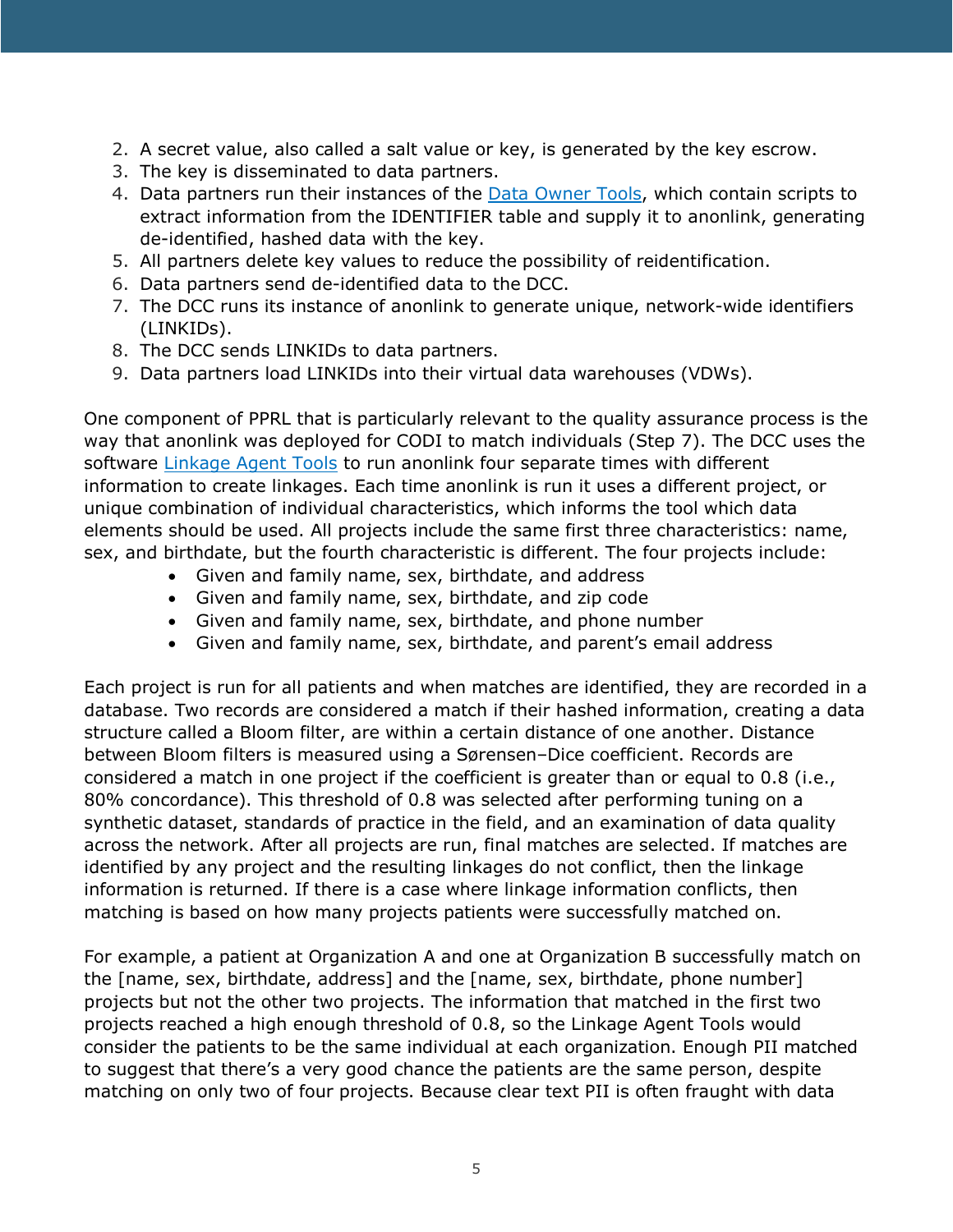2. A secret value, also called a salt value or key, is generated by the key escrow.
3. The key is disseminated to data partners.
4. Data partners run their instances of the Data Owner Tools, which contain scripts to extract information from the IDENTIFIER table and supply it to anonlink, generating de-identified, hashed data with the key.
5. All partners delete key values to reduce the possibility of reidentification.
6. Data partners send de-identified data to the DCC.
7. The DCC runs its instance of anonlink to generate unique, network-wide identifiers (LINKIDs).
8. The DCC sends LINKIDs to data partners.
9. Data partners load LINKIDs into their virtual data warehouses (VDWs).

One component of PPRL that is particularly relevant to the quality assurance process is the way that anonlink was deployed for CODI to match individuals (Step 7). The DCC uses the software Linkage Agent Tools to run anonlink four separate times with different information to create linkages. Each time anonlink is run it uses a different project, or unique combination of individual characteristics, which informs the tool which data elements should be used. All projects include the same first three characteristics: name, sex, and birthdate, but the fourth characteristic is different. The four projects include:

- Given and family name, sex, birthdate, and address
- Given and family name, sex, birthdate, and zip code
- Given and family name, sex, birthdate, and phone number
- Given and family name, sex, birthdate, and parent's email address

Each project is run for all patients and when matches are identified, they are recorded in a database. Two records are considered a match if their hashed information, creating a data structure called a Bloom filter, are within a certain distance of one another. Distance between Bloom filters is measured using a Sørensen–Dice coefficient. Records are considered a match in one project if the coefficient is greater than or equal to 0.8 (i.e., 80% concordance). This threshold of 0.8 was selected after performing tuning on a synthetic dataset, standards of practice in the field, and an examination of data quality across the network. After all projects are run, final matches are selected. If matches are identified by any project and the resulting linkages do not conflict, then the linkage information is returned. If there is a case where linkage information conflicts, then matching is based on how many projects patients were successfully matched on.

For example, a patient at Organization A and one at Organization B successfully match on the [name, sex, birthdate, address] and the [name, sex, birthdate, phone number] projects but not the other two projects. The information that matched in the first two projects reached a high enough threshold of 0.8, so the Linkage Agent Tools would consider the patients to be the same individual at each organization. Enough PII matched to suggest that there's a very good chance the patients are the same person, despite matching on only two of four projects. Because clear text PII is often fraught with data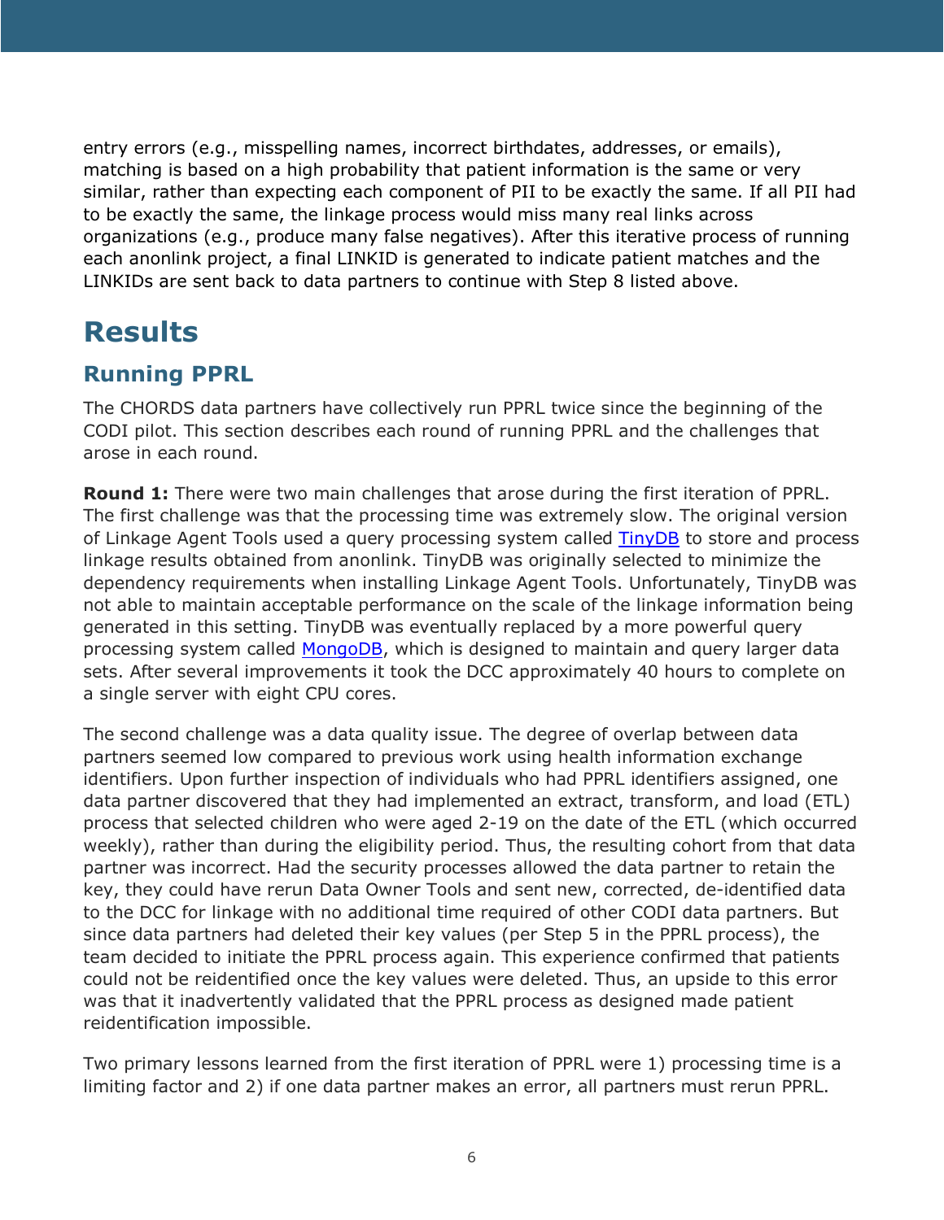entry errors (e.g., misspelling names, incorrect birthdates, addresses, or emails), matching is based on a high probability that patient information is the same or very similar, rather than expecting each component of PII to be exactly the same. If all PII had to be exactly the same, the linkage process would miss many real links across organizations (e.g., produce many false negatives). After this iterative process of running each anonlink project, a final LINKID is generated to indicate patient matches and the LINKIDs are sent back to data partners to continue with Step 8 listed above.

# Results

## Running PPRL

The CHORDS data partners have collectively run PPRL twice since the beginning of the CODI pilot. This section describes each round of running PPRL and the challenges that arose in each round.

**Round 1:** There were two main challenges that arose during the first iteration of PPRL. The first challenge was that the processing time was extremely slow. The original version of Linkage Agent Tools used a query processing system called TinyDB to store and process linkage results obtained from anonlink. TinyDB was originally selected to minimize the dependency requirements when installing Linkage Agent Tools. Unfortunately, TinyDB was not able to maintain acceptable performance on the scale of the linkage information being generated in this setting. TinyDB was eventually replaced by a more powerful query processing system called MongoDB, which is designed to maintain and query larger data sets. After several improvements it took the DCC approximately 40 hours to complete on a single server with eight CPU cores.

The second challenge was a data quality issue. The degree of overlap between data partners seemed low compared to previous work using health information exchange identifiers. Upon further inspection of individuals who had PPRL identifiers assigned, one data partner discovered that they had implemented an extract, transform, and load (ETL) process that selected children who were aged 2-19 on the date of the ETL (which occurred weekly), rather than during the eligibility period. Thus, the resulting cohort from that data partner was incorrect. Had the security processes allowed the data partner to retain the key, they could have rerun Data Owner Tools and sent new, corrected, de-identified data to the DCC for linkage with no additional time required of other CODI data partners. But since data partners had deleted their key values (per Step 5 in the PPRL process), the team decided to initiate the PPRL process again. This experience confirmed that patients could not be reidentified once the key values were deleted. Thus, an upside to this error was that it inadvertently validated that the PPRL process as designed made patient reidentification impossible.

Two primary lessons learned from the first iteration of PPRL were 1) processing time is a limiting factor and 2) if one data partner makes an error, all partners must rerun PPRL.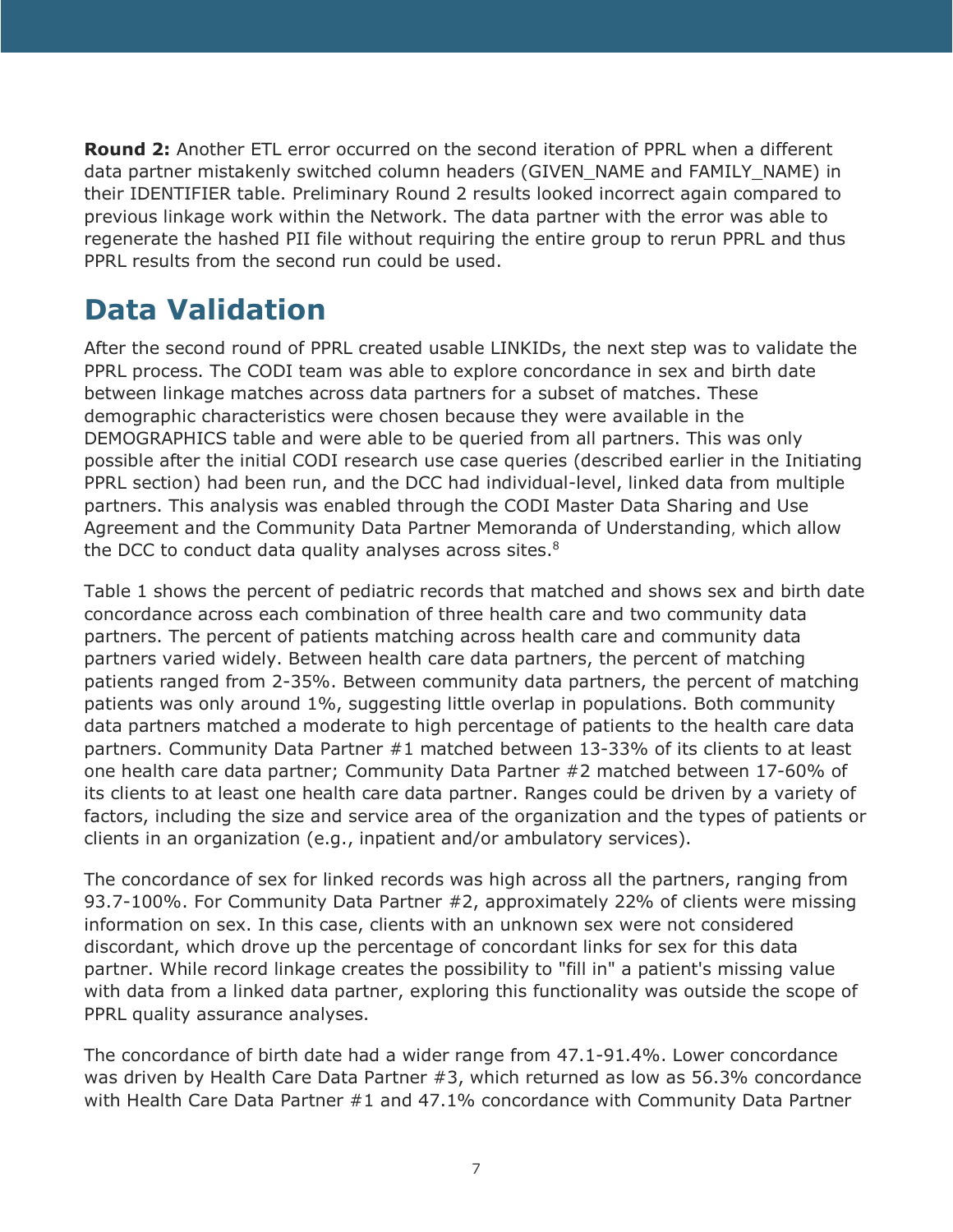**Round 2:** Another ETL error occurred on the second iteration of PPRL when a different data partner mistakenly switched column headers (GIVEN_NAME and FAMILY_NAME) in their IDENTIFIER table. Preliminary Round 2 results looked incorrect again compared to previous linkage work within the Network. The data partner with the error was able to regenerate the hashed PII file without requiring the entire group to rerun PPRL and thus PPRL results from the second run could be used.

# Data Validation

After the second round of PPRL created usable LINKIDs, the next step was to validate the PPRL process. The CODI team was able to explore concordance in sex and birth date between linkage matches across data partners for a subset of matches. These demographic characteristics were chosen because they were available in the DEMOGRAPHICS table and were able to be queried from all partners. This was only possible after the initial CODI research use case queries (described earlier in the Initiating PPRL section) had been run, and the DCC had individual-level, linked data from multiple partners. This analysis was enabled through the CODI Master Data Sharing and Use Agreement and the Community Data Partner Memoranda of Understanding, which allow the DCC to conduct data quality analyses across sites.[8]

Table 1 shows the percent of pediatric records that matched and shows sex and birth date concordance across each combination of three health care and two community data partners. The percent of patients matching across health care and community data partners varied widely. Between health care data partners, the percent of matching patients ranged from 2-35%. Between community data partners, the percent of matching patients was only around 1%, suggesting little overlap in populations. Both community data partners matched a moderate to high percentage of patients to the health care data partners. Community Data Partner #1 matched between 13-33% of its clients to at least one health care data partner; Community Data Partner #2 matched between 17-60% of its clients to at least one health care data partner. Ranges could be driven by a variety of factors, including the size and service area of the organization and the types of patients or clients in an organization (e.g., inpatient and/or ambulatory services).

The concordance of sex for linked records was high across all the partners, ranging from 93.7-100%. For Community Data Partner #2, approximately 22% of clients were missing information on sex. In this case, clients with an unknown sex were not considered discordant, which drove up the percentage of concordant links for sex for this data partner. While record linkage creates the possibility to "fill in" a patient's missing value with data from a linked data partner, exploring this functionality was outside the scope of PPRL quality assurance analyses.

The concordance of birth date had a wider range from 47.1-91.4%. Lower concordance was driven by Health Care Data Partner #3, which returned as low as 56.3% concordance with Health Care Data Partner #1 and 47.1% concordance with Community Data Partner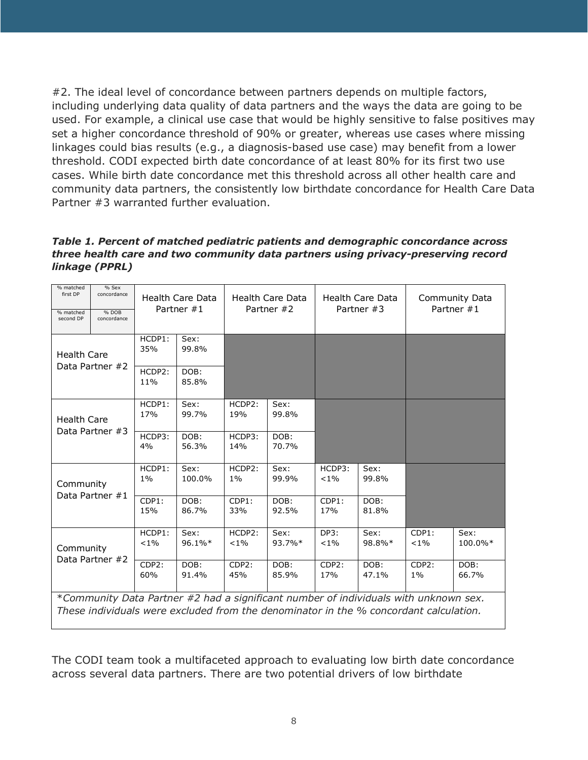#2. The ideal level of concordance between partners depends on multiple factors, including underlying data quality of data partners and the ways the data are going to be used. For example, a clinical use case that would be highly sensitive to false positives may set a higher concordance threshold of 90% or greater, whereas use cases where missing linkages could bias results (e.g., a diagnosis-based use case) may benefit from a lower threshold. CODI expected birth date concordance of at least 80% for its first two use cases. While birth date concordance met this threshold across all other health care and community data partners, the consistently low birthdate concordance for Health Care Data Partner #3 warranted further evaluation.

***Table 1. Percent of matched pediatric patients and demographic concordance across three health care and two community data partners using privacy-preserving record linkage (PPRL)***

| % matched first DP / % Sex concordance; % matched second DP / % DOB concordance | Health Care Data Partner #1 | | Health Care Data Partner #2 | | Health Care Data Partner #3 | | Community Data Partner #1 | |
|---|---|---|---|---|---|---|---|---|
| Health Care Data Partner #2 | HCDP1: 35% | Sex: 99.8% | | | | | | |
| | HCDP2: 11% | DOB: 85.8% | | | | | | |
| Health Care Data Partner #3 | HCDP1: 17% | Sex: 99.7% | HCDP2: 19% | Sex: 99.8% | | | | |
| | HCDP3: 4% | DOB: 56.3% | HCDP3: 14% | DOB: 70.7% | | | | |
| Community Data Partner #1 | HCDP1: 1% | Sex: 100.0% | HCDP2: 1% | Sex: 99.9% | HCDP3: <1% | Sex: 99.8% | | |
| | CDP1: 15% | DOB: 86.7% | CDP1: 33% | DOB: 92.5% | CDP1: 17% | DOB: 81.8% | | |
| Community Data Partner #2 | HCDP1: <1% | Sex: 96.1%* | HCDP2: <1% | Sex: 93.7%* | DP3: <1% | Sex: 98.8%* | CDP1: <1% | Sex: 100.0%* |
| | CDP2: 60% | DOB: 91.4% | CDP2: 45% | DOB: 85.9% | CDP2: 17% | DOB: 47.1% | CDP2: 1% | DOB: 66.7% |

**Community Data Partner #2 had a significant number of individuals with unknown sex. These individuals were excluded from the denominator in the % concordant calculation.*

The CODI team took a multifaceted approach to evaluating low birth date concordance across several data partners. There are two potential drivers of low birthdate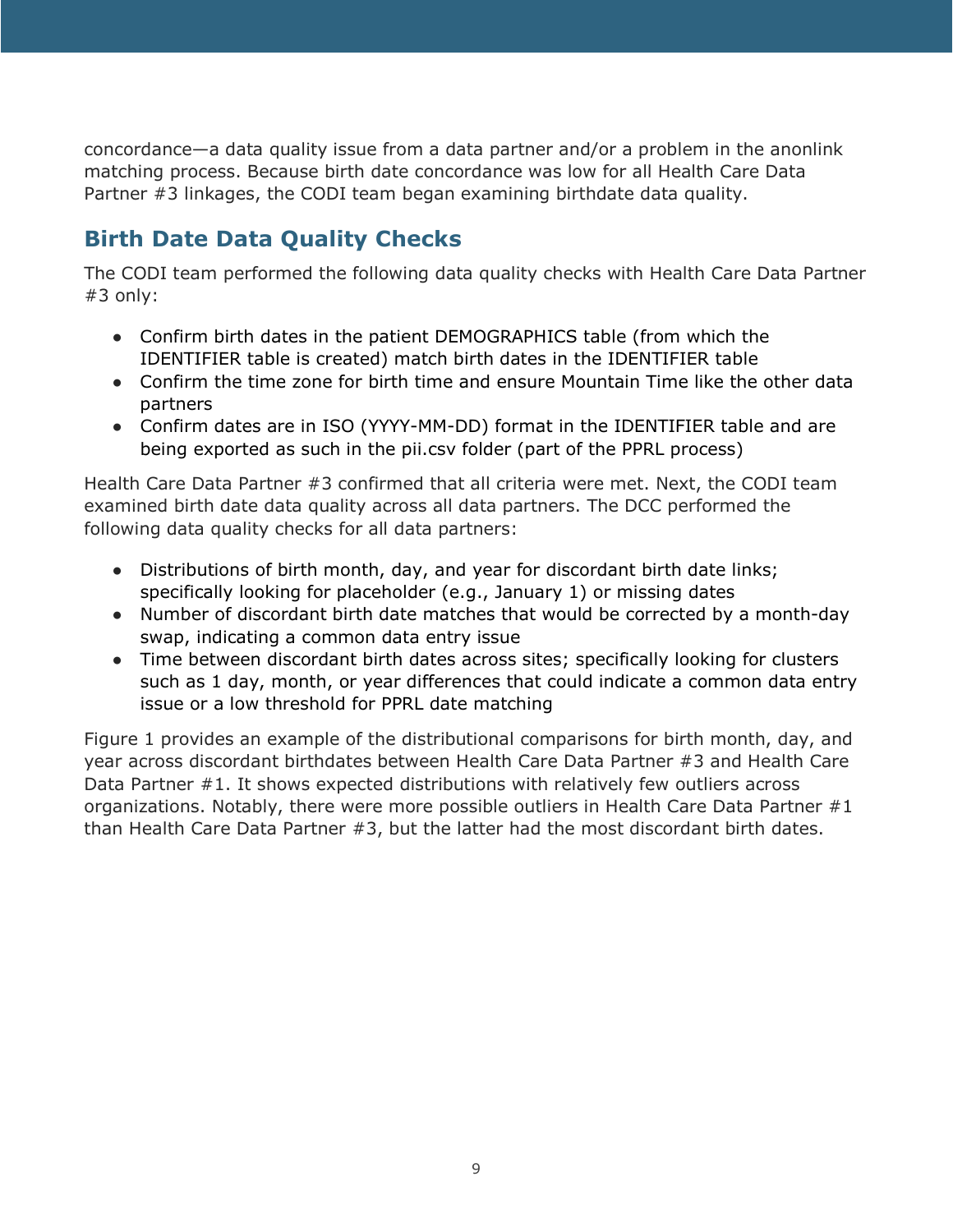concordance—a data quality issue from a data partner and/or a problem in the anonlink matching process. Because birth date concordance was low for all Health Care Data Partner #3 linkages, the CODI team began examining birthdate data quality.

## Birth Date Data Quality Checks

The CODI team performed the following data quality checks with Health Care Data Partner #3 only:

- Confirm birth dates in the patient DEMOGRAPHICS table (from which the IDENTIFIER table is created) match birth dates in the IDENTIFIER table
- Confirm the time zone for birth time and ensure Mountain Time like the other data partners
- Confirm dates are in ISO (YYYY-MM-DD) format in the IDENTIFIER table and are being exported as such in the pii.csv folder (part of the PPRL process)

Health Care Data Partner #3 confirmed that all criteria were met. Next, the CODI team examined birth date data quality across all data partners. The DCC performed the following data quality checks for all data partners:

- Distributions of birth month, day, and year for discordant birth date links; specifically looking for placeholder (e.g., January 1) or missing dates
- Number of discordant birth date matches that would be corrected by a month-day swap, indicating a common data entry issue
- Time between discordant birth dates across sites; specifically looking for clusters such as 1 day, month, or year differences that could indicate a common data entry issue or a low threshold for PPRL date matching

Figure 1 provides an example of the distributional comparisons for birth month, day, and year across discordant birthdates between Health Care Data Partner #3 and Health Care Data Partner #1. It shows expected distributions with relatively few outliers across organizations. Notably, there were more possible outliers in Health Care Data Partner #1 than Health Care Data Partner #3, but the latter had the most discordant birth dates.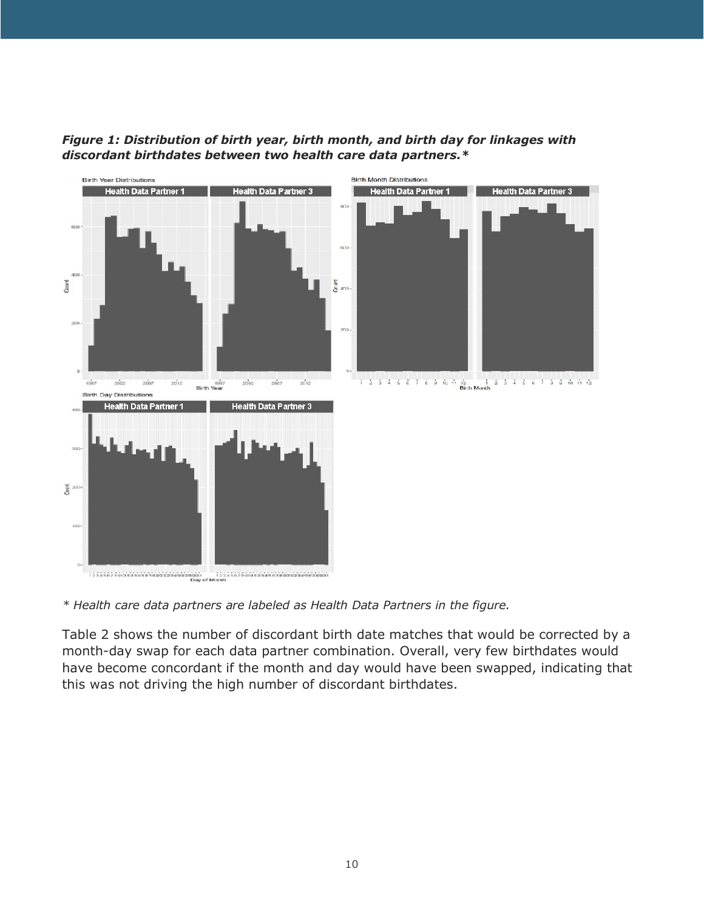***Figure 1: Distribution of birth year, birth month, and birth day for linkages with discordant birthdates between two health care data partners.****

*\* Health care data partners are labeled as Health Data Partners in the figure.*

Table 2 shows the number of discordant birth date matches that would be corrected by a month-day swap for each data partner combination. Overall, very few birthdates would have become concordant if the month and day would have been swapped, indicating that this was not driving the high number of discordant birthdates.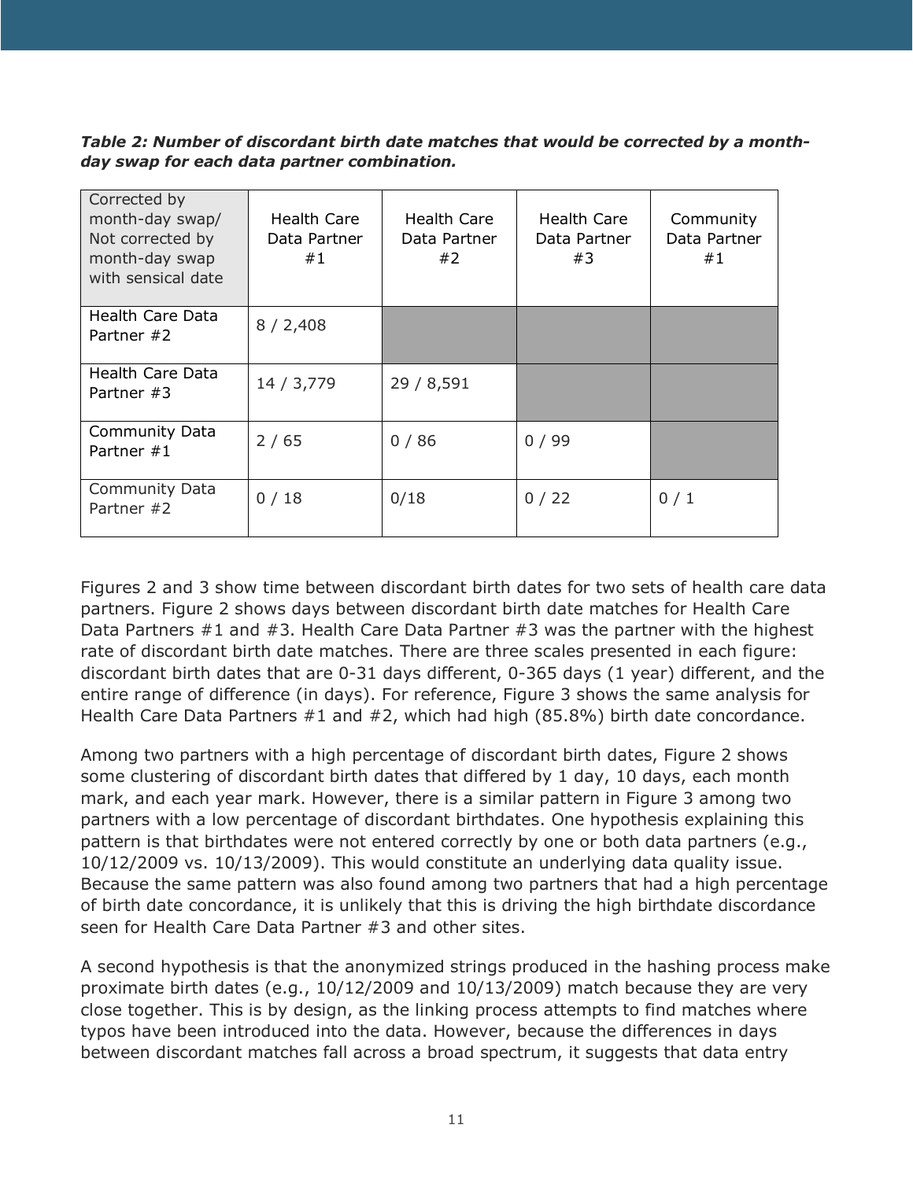***Table 2: Number of discordant birth date matches that would be corrected by a month-day swap for each data partner combination.***

| Corrected by month-day swap/ Not corrected by month-day swap with sensical date | Health Care Data Partner #1 | Health Care Data Partner #2 | Health Care Data Partner #3 | Community Data Partner #1 |
|---|---|---|---|---|
| Health Care Data Partner #2 | 8 / 2,408 | | | |
| Health Care Data Partner #3 | 14 / 3,779 | 29 / 8,591 | | |
| Community Data Partner #1 | 2 / 65 | 0 / 86 | 0 / 99 | |
| Community Data Partner #2 | 0 / 18 | 0/18 | 0 / 22 | 0 / 1 |

Figures 2 and 3 show time between discordant birth dates for two sets of health care data partners. Figure 2 shows days between discordant birth date matches for Health Care Data Partners #1 and #3. Health Care Data Partner #3 was the partner with the highest rate of discordant birth date matches. There are three scales presented in each figure: discordant birth dates that are 0-31 days different, 0-365 days (1 year) different, and the entire range of difference (in days). For reference, Figure 3 shows the same analysis for Health Care Data Partners #1 and #2, which had high (85.8%) birth date concordance.

Among two partners with a high percentage of discordant birth dates, Figure 2 shows some clustering of discordant birth dates that differed by 1 day, 10 days, each month mark, and each year mark. However, there is a similar pattern in Figure 3 among two partners with a low percentage of discordant birthdates. One hypothesis explaining this pattern is that birthdates were not entered correctly by one or both data partners (e.g., 10/12/2009 vs. 10/13/2009). This would constitute an underlying data quality issue. Because the same pattern was also found among two partners that had a high percentage of birth date concordance, it is unlikely that this is driving the high birthdate discordance seen for Health Care Data Partner #3 and other sites.

A second hypothesis is that the anonymized strings produced in the hashing process make proximate birth dates (e.g., 10/12/2009 and 10/13/2009) match because they are very close together. This is by design, as the linking process attempts to find matches where typos have been introduced into the data. However, because the differences in days between discordant matches fall across a broad spectrum, it suggests that data entry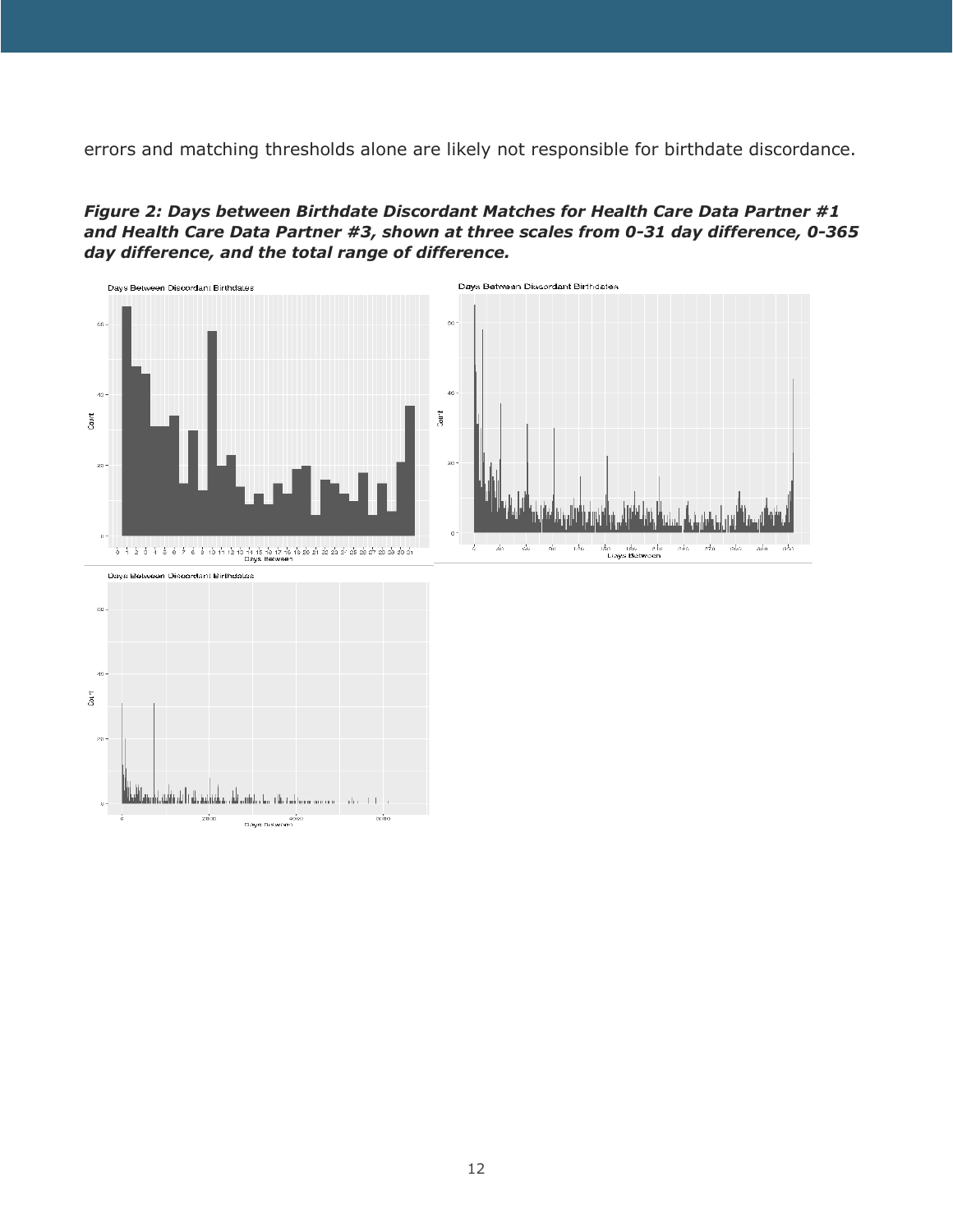errors and matching thresholds alone are likely not responsible for birthdate discordance.

***Figure 2: Days between Birthdate Discordant Matches for Health Care Data Partner #1 and Health Care Data Partner #3, shown at three scales from 0-31 day difference, 0-365 day difference, and the total range of difference.***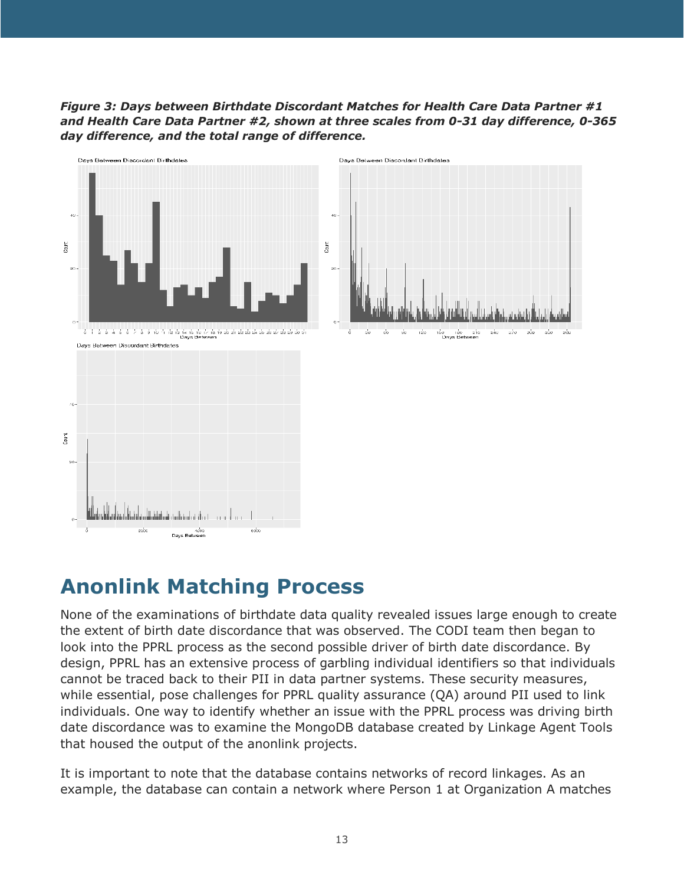***Figure 3: Days between Birthdate Discordant Matches for Health Care Data Partner #1 and Health Care Data Partner #2, shown at three scales from 0-31 day difference, 0-365 day difference, and the total range of difference.***

## Anonlink Matching Process

None of the examinations of birthdate data quality revealed issues large enough to create the extent of birth date discordance that was observed. The CODI team then began to look into the PPRL process as the second possible driver of birth date discordance. By design, PPRL has an extensive process of garbling individual identifiers so that individuals cannot be traced back to their PII in data partner systems. These security measures, while essential, pose challenges for PPRL quality assurance (QA) around PII used to link individuals. One way to identify whether an issue with the PPRL process was driving birth date discordance was to examine the MongoDB database created by Linkage Agent Tools that housed the output of the anonlink projects.

It is important to note that the database contains networks of record linkages. As an example, the database can contain a network where Person 1 at Organization A matches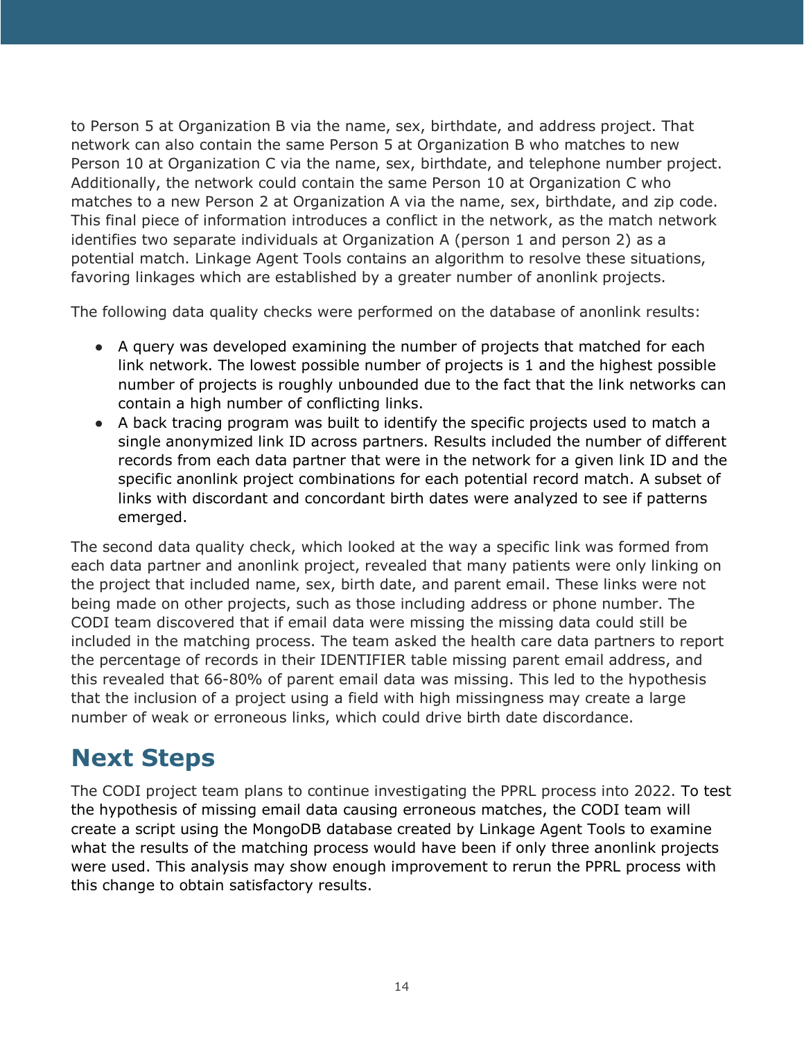to Person 5 at Organization B via the name, sex, birthdate, and address project. That network can also contain the same Person 5 at Organization B who matches to new Person 10 at Organization C via the name, sex, birthdate, and telephone number project. Additionally, the network could contain the same Person 10 at Organization C who matches to a new Person 2 at Organization A via the name, sex, birthdate, and zip code. This final piece of information introduces a conflict in the network, as the match network identifies two separate individuals at Organization A (person 1 and person 2) as a potential match. Linkage Agent Tools contains an algorithm to resolve these situations, favoring linkages which are established by a greater number of anonlink projects.

The following data quality checks were performed on the database of anonlink results:

- A query was developed examining the number of projects that matched for each link network. The lowest possible number of projects is 1 and the highest possible number of projects is roughly unbounded due to the fact that the link networks can contain a high number of conflicting links.
- A back tracing program was built to identify the specific projects used to match a single anonymized link ID across partners. Results included the number of different records from each data partner that were in the network for a given link ID and the specific anonlink project combinations for each potential record match. A subset of links with discordant and concordant birth dates were analyzed to see if patterns emerged.

The second data quality check, which looked at the way a specific link was formed from each data partner and anonlink project, revealed that many patients were only linking on the project that included name, sex, birth date, and parent email. These links were not being made on other projects, such as those including address or phone number. The CODI team discovered that if email data were missing the missing data could still be included in the matching process. The team asked the health care data partners to report the percentage of records in their IDENTIFIER table missing parent email address, and this revealed that 66-80% of parent email data was missing. This led to the hypothesis that the inclusion of a project using a field with high missingness may create a large number of weak or erroneous links, which could drive birth date discordance.

# Next Steps

The CODI project team plans to continue investigating the PPRL process into 2022. To test the hypothesis of missing email data causing erroneous matches, the CODI team will create a script using the MongoDB database created by Linkage Agent Tools to examine what the results of the matching process would have been if only three anonlink projects were used. This analysis may show enough improvement to rerun the PPRL process with this change to obtain satisfactory results.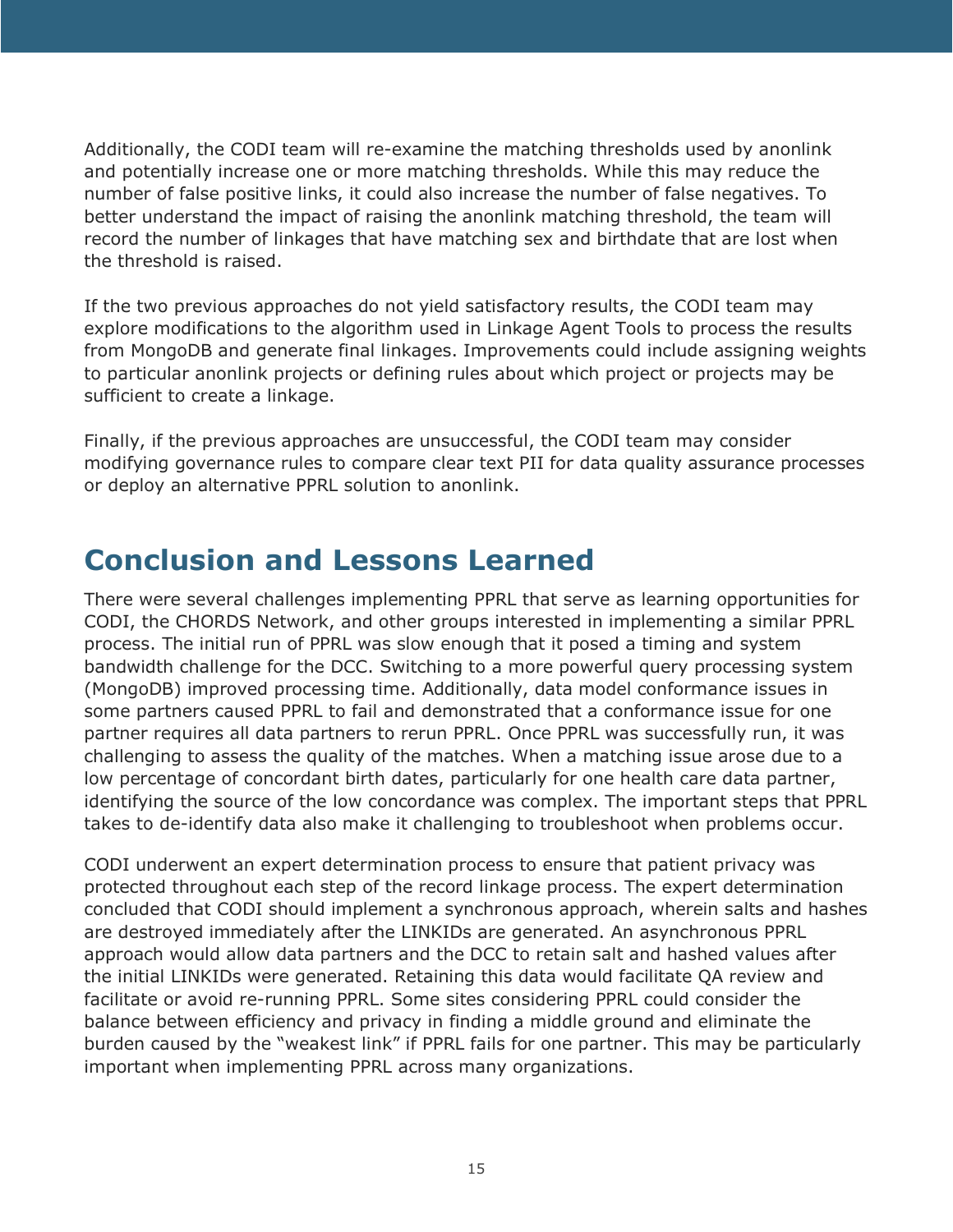Additionally, the CODI team will re-examine the matching thresholds used by anonlink and potentially increase one or more matching thresholds. While this may reduce the number of false positive links, it could also increase the number of false negatives. To better understand the impact of raising the anonlink matching threshold, the team will record the number of linkages that have matching sex and birthdate that are lost when the threshold is raised.

If the two previous approaches do not yield satisfactory results, the CODI team may explore modifications to the algorithm used in Linkage Agent Tools to process the results from MongoDB and generate final linkages. Improvements could include assigning weights to particular anonlink projects or defining rules about which project or projects may be sufficient to create a linkage.

Finally, if the previous approaches are unsuccessful, the CODI team may consider modifying governance rules to compare clear text PII for data quality assurance processes or deploy an alternative PPRL solution to anonlink.

# Conclusion and Lessons Learned

There were several challenges implementing PPRL that serve as learning opportunities for CODI, the CHORDS Network, and other groups interested in implementing a similar PPRL process. The initial run of PPRL was slow enough that it posed a timing and system bandwidth challenge for the DCC. Switching to a more powerful query processing system (MongoDB) improved processing time. Additionally, data model conformance issues in some partners caused PPRL to fail and demonstrated that a conformance issue for one partner requires all data partners to rerun PPRL. Once PPRL was successfully run, it was challenging to assess the quality of the matches. When a matching issue arose due to a low percentage of concordant birth dates, particularly for one health care data partner, identifying the source of the low concordance was complex. The important steps that PPRL takes to de-identify data also make it challenging to troubleshoot when problems occur.

CODI underwent an expert determination process to ensure that patient privacy was protected throughout each step of the record linkage process. The expert determination concluded that CODI should implement a synchronous approach, wherein salts and hashes are destroyed immediately after the LINKIDs are generated. An asynchronous PPRL approach would allow data partners and the DCC to retain salt and hashed values after the initial LINKIDs were generated. Retaining this data would facilitate QA review and facilitate or avoid re-running PPRL. Some sites considering PPRL could consider the balance between efficiency and privacy in finding a middle ground and eliminate the burden caused by the "weakest link" if PPRL fails for one partner. This may be particularly important when implementing PPRL across many organizations.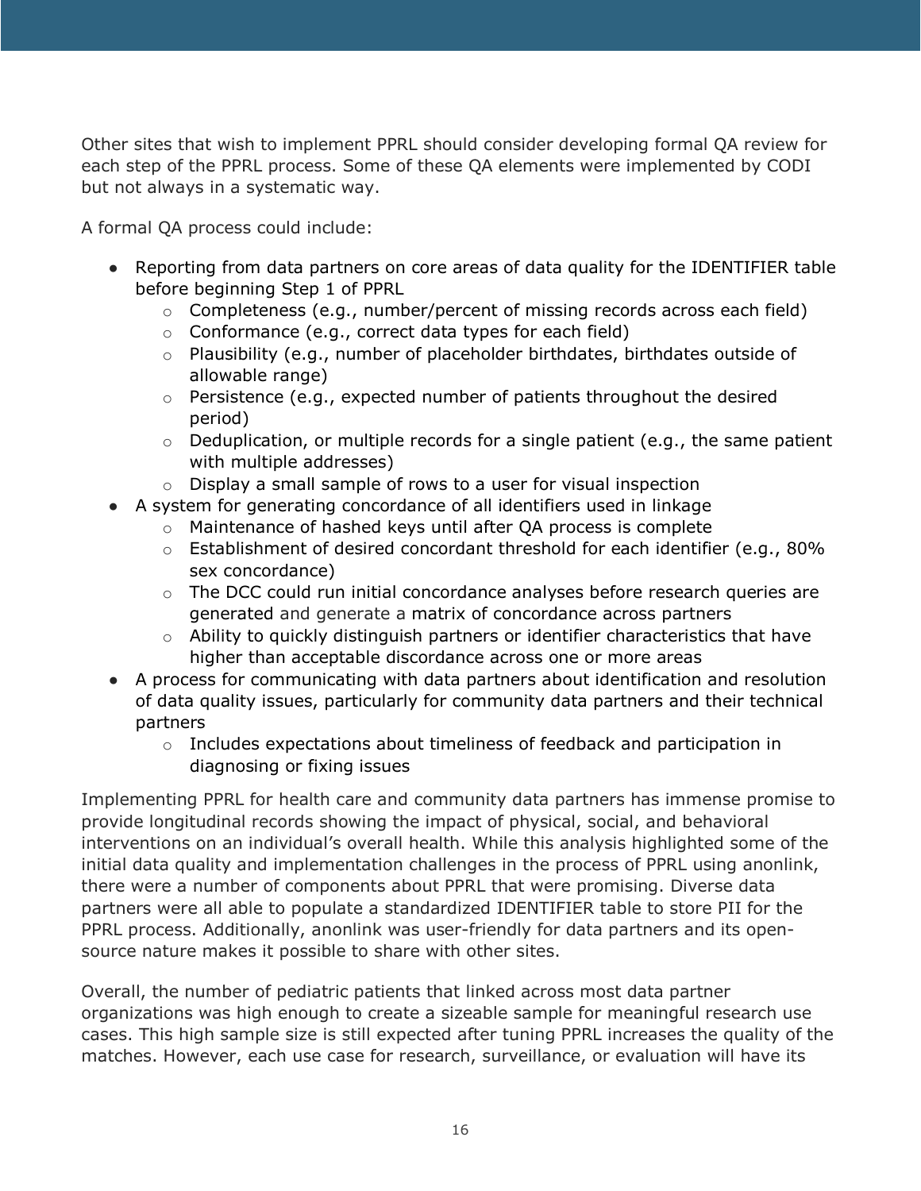Other sites that wish to implement PPRL should consider developing formal QA review for each step of the PPRL process. Some of these QA elements were implemented by CODI but not always in a systematic way.

A formal QA process could include:

- Reporting from data partners on core areas of data quality for the IDENTIFIER table before beginning Step 1 of PPRL
  - Completeness (e.g., number/percent of missing records across each field)
  - Conformance (e.g., correct data types for each field)
  - Plausibility (e.g., number of placeholder birthdates, birthdates outside of allowable range)
  - Persistence (e.g., expected number of patients throughout the desired period)
  - Deduplication, or multiple records for a single patient (e.g., the same patient with multiple addresses)
  - Display a small sample of rows to a user for visual inspection
- A system for generating concordance of all identifiers used in linkage
  - Maintenance of hashed keys until after QA process is complete
  - Establishment of desired concordant threshold for each identifier (e.g., 80% sex concordance)
  - The DCC could run initial concordance analyses before research queries are generated and generate a matrix of concordance across partners
  - Ability to quickly distinguish partners or identifier characteristics that have higher than acceptable discordance across one or more areas
- A process for communicating with data partners about identification and resolution of data quality issues, particularly for community data partners and their technical partners
  - Includes expectations about timeliness of feedback and participation in diagnosing or fixing issues

Implementing PPRL for health care and community data partners has immense promise to provide longitudinal records showing the impact of physical, social, and behavioral interventions on an individual's overall health. While this analysis highlighted some of the initial data quality and implementation challenges in the process of PPRL using anonlink, there were a number of components about PPRL that were promising. Diverse data partners were all able to populate a standardized IDENTIFIER table to store PII for the PPRL process. Additionally, anonlink was user-friendly for data partners and its open-source nature makes it possible to share with other sites.

Overall, the number of pediatric patients that linked across most data partner organizations was high enough to create a sizeable sample for meaningful research use cases. This high sample size is still expected after tuning PPRL increases the quality of the matches. However, each use case for research, surveillance, or evaluation will have its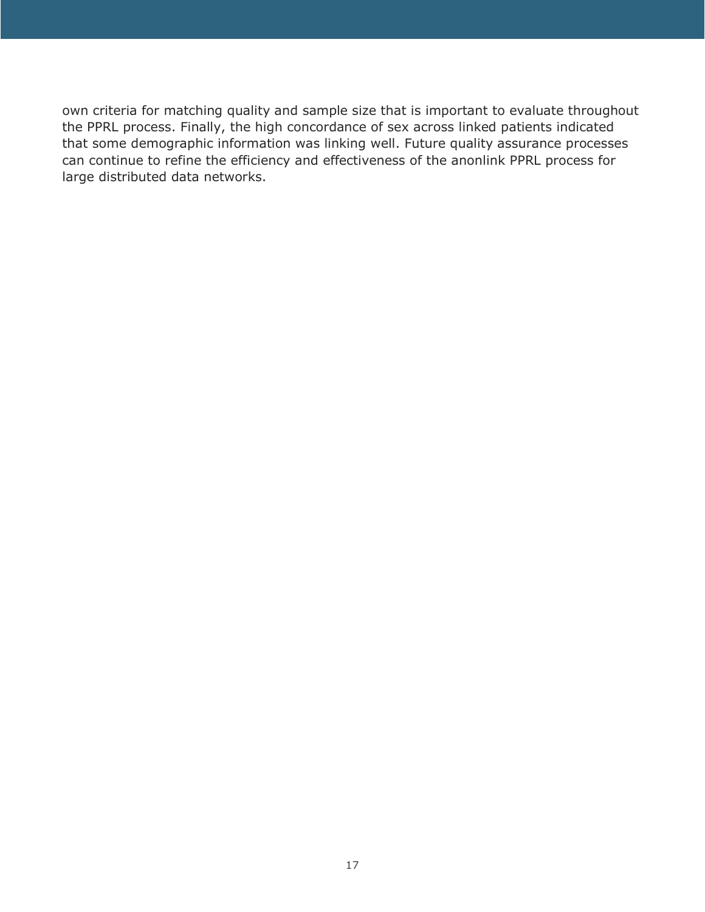own criteria for matching quality and sample size that is important to evaluate throughout the PPRL process. Finally, the high concordance of sex across linked patients indicated that some demographic information was linking well. Future quality assurance processes can continue to refine the efficiency and effectiveness of the anonlink PPRL process for large distributed data networks.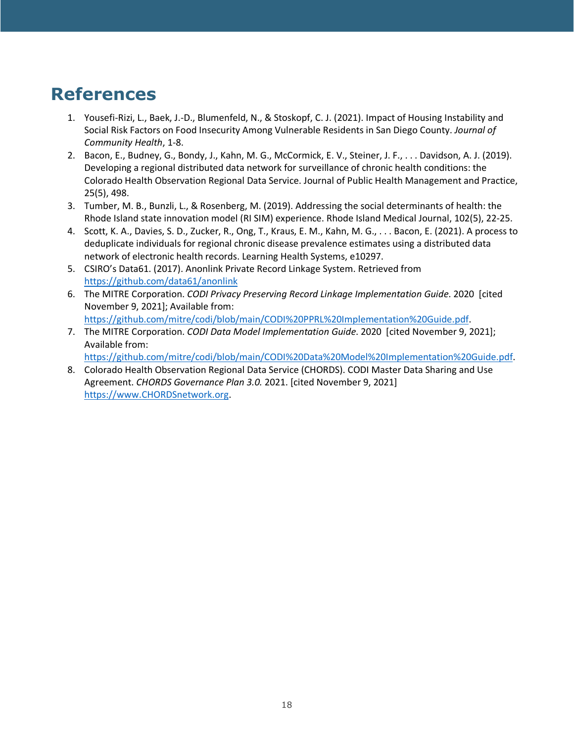# References

1. Yousefi-Rizi, L., Baek, J.-D., Blumenfeld, N., & Stoskopf, C. J. (2021). Impact of Housing Instability and Social Risk Factors on Food Insecurity Among Vulnerable Residents in San Diego County. *Journal of Community Health*, 1-8.
2. Bacon, E., Budney, G., Bondy, J., Kahn, M. G., McCormick, E. V., Steiner, J. F., . . . Davidson, A. J. (2019). Developing a regional distributed data network for surveillance of chronic health conditions: the Colorado Health Observation Regional Data Service. Journal of Public Health Management and Practice, 25(5), 498.
3. Tumber, M. B., Bunzli, L., & Rosenberg, M. (2019). Addressing the social determinants of health: the Rhode Island state innovation model (RI SIM) experience. Rhode Island Medical Journal, 102(5), 22-25.
4. Scott, K. A., Davies, S. D., Zucker, R., Ong, T., Kraus, E. M., Kahn, M. G., . . . Bacon, E. (2021). A process to deduplicate individuals for regional chronic disease prevalence estimates using a distributed data network of electronic health records. Learning Health Systems, e10297.
5. CSIRO's Data61. (2017). Anonlink Private Record Linkage System. Retrieved from https://github.com/data61/anonlink
6. The MITRE Corporation. *CODI Privacy Preserving Record Linkage Implementation Guide*. 2020 [cited November 9, 2021]; Available from: https://github.com/mitre/codi/blob/main/CODI%20PPRL%20Implementation%20Guide.pdf.
7. The MITRE Corporation. *CODI Data Model Implementation Guide*. 2020 [cited November 9, 2021]; Available from: https://github.com/mitre/codi/blob/main/CODI%20Data%20Model%20Implementation%20Guide.pdf.
8. Colorado Health Observation Regional Data Service (CHORDS). CODI Master Data Sharing and Use Agreement. *CHORDS Governance Plan 3.0.* 2021. [cited November 9, 2021] https://www.CHORDSnetwork.org.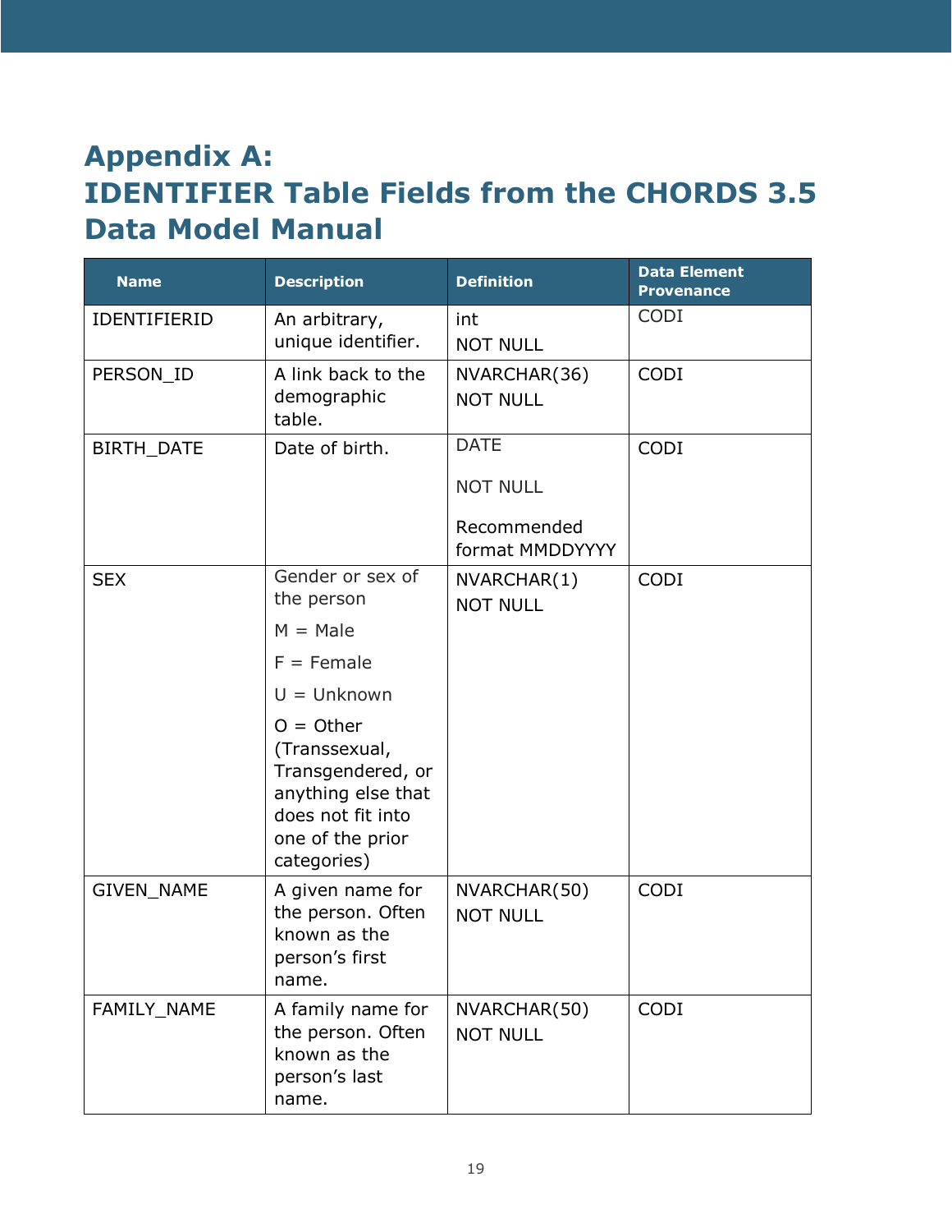# Appendix A: IDENTIFIER Table Fields from the CHORDS 3.5 Data Model Manual

| Name | Description | Definition | Data Element Provenance |
|---|---|---|---|
| IDENTIFIERID | An arbitrary, unique identifier. | int<br>NOT NULL | CODI |
| PERSON_ID | A link back to the demographic table. | NVARCHAR(36)<br>NOT NULL | CODI |
| BIRTH_DATE | Date of birth. | DATE<br><br>NOT NULL<br><br>Recommended format MMDDYYYY | CODI |
| SEX | Gender or sex of the person<br><br>M = Male<br><br>F = Female<br><br>U = Unknown<br><br>O = Other (Transsexual, Transgendered, or anything else that does not fit into one of the prior categories) | NVARCHAR(1)<br>NOT NULL | CODI |
| GIVEN_NAME | A given name for the person. Often known as the person's first name. | NVARCHAR(50)<br>NOT NULL | CODI |
| FAMILY_NAME | A family name for the person. Often known as the person's last name. | NVARCHAR(50)<br>NOT NULL | CODI |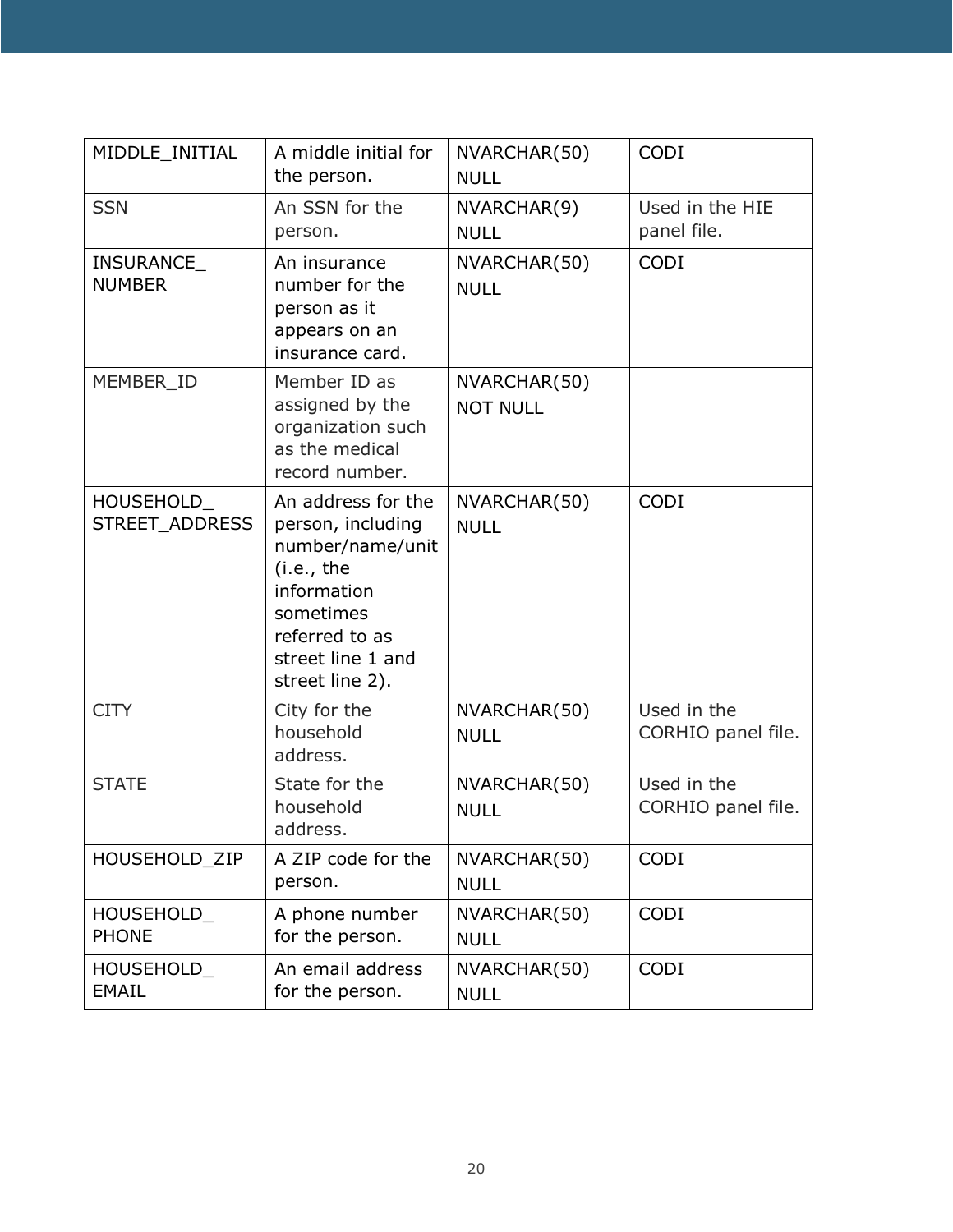| | | | |
|---|---|---|---|
| MIDDLE_INITIAL | A middle initial for the person. | NVARCHAR(50) NULL | CODI |
| SSN | An SSN for the person. | NVARCHAR(9) NULL | Used in the HIE panel file. |
| INSURANCE_ NUMBER | An insurance number for the person as it appears on an insurance card. | NVARCHAR(50) NULL | CODI |
| MEMBER_ID | Member ID as assigned by the organization such as the medical record number. | NVARCHAR(50) NOT NULL | |
| HOUSEHOLD_ STREET_ADDRESS | An address for the person, including number/name/unit (i.e., the information sometimes referred to as street line 1 and street line 2). | NVARCHAR(50) NULL | CODI |
| CITY | City for the household address. | NVARCHAR(50) NULL | Used in the CORHIO panel file. |
| STATE | State for the household address. | NVARCHAR(50) NULL | Used in the CORHIO panel file. |
| HOUSEHOLD_ZIP | A ZIP code for the person. | NVARCHAR(50) NULL | CODI |
| HOUSEHOLD_ PHONE | A phone number for the person. | NVARCHAR(50) NULL | CODI |
| HOUSEHOLD_ EMAIL | An email address for the person. | NVARCHAR(50) NULL | CODI |